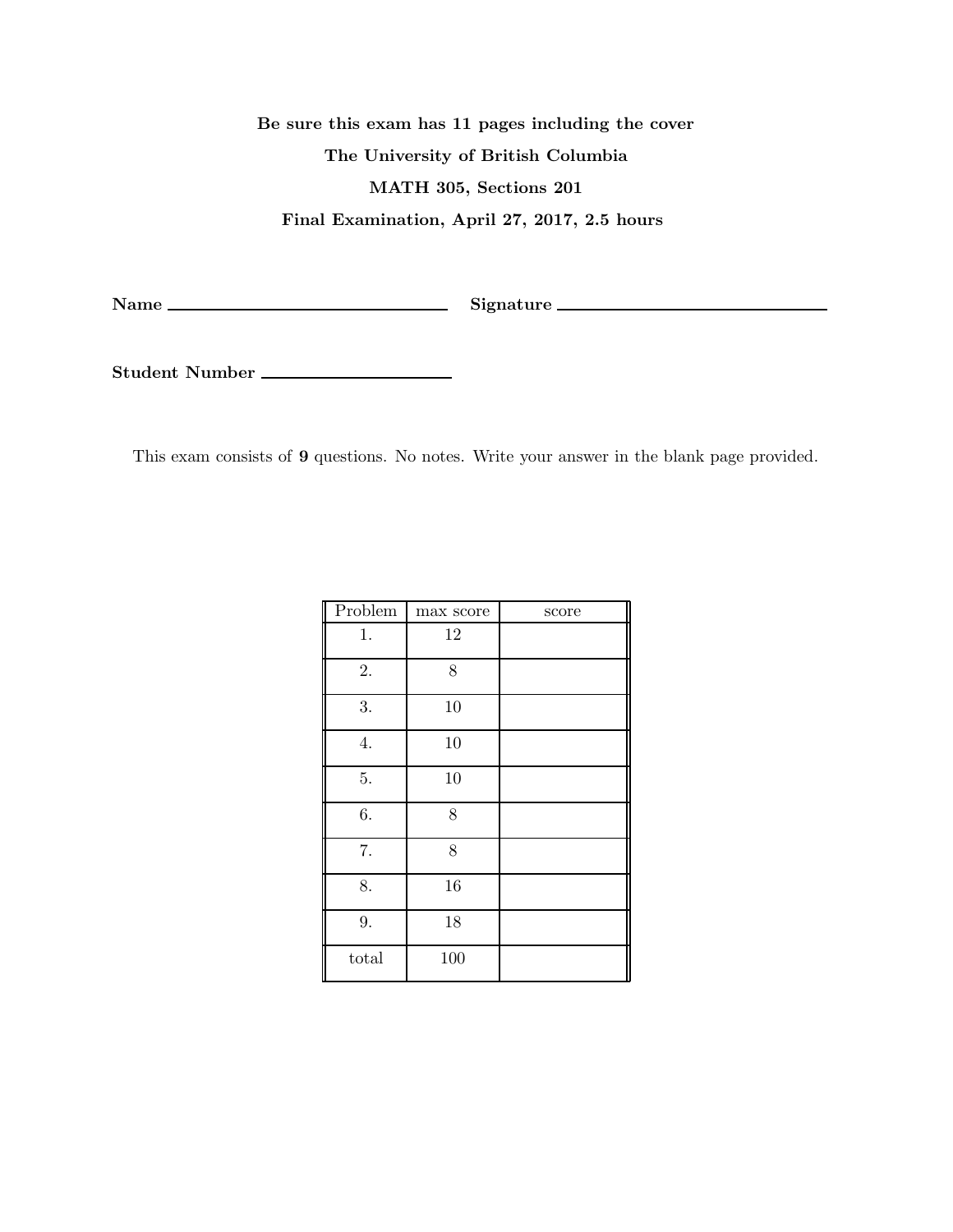**Be sure this exam has 11 pages including the cover**

**The University of British Columbia**

**MATH 305, Sections 201**

**Final Examination, April 27, 2017, 2.5 hours**

**Name** ______________________________ **Signature** ______________________________

**Student Number** ____________________

This exam consists of **9** questions. No notes. Write your answer in the blank page provided.

| Problem | max score | score |
|---|---|---|
| 1. | 12 | |
| 2. | 8 | |
| 3. | 10 | |
| 4. | 10 | |
| 5. | 10 | |
| 6. | 8 | |
| 7. | 8 | |
| 8. | 16 | |
| 9. | 18 | |
| total | 100 | |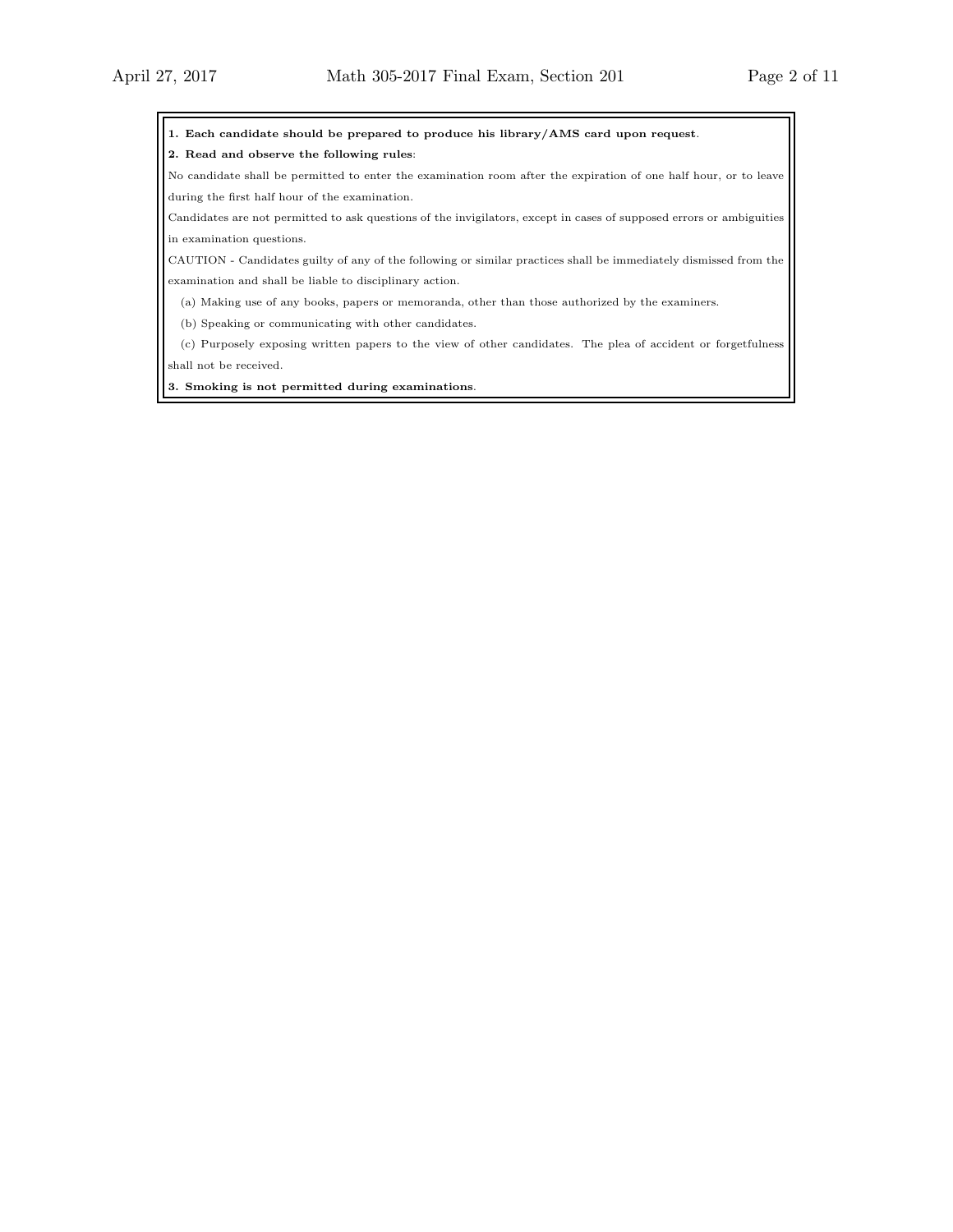**1. Each candidate should be prepared to produce his library/AMS card upon request**.

**2. Read and observe the following rules**:

No candidate shall be permitted to enter the examination room after the expiration of one half hour, or to leave during the first half hour of the examination.

Candidates are not permitted to ask questions of the invigilators, except in cases of supposed errors or ambiguities in examination questions.

CAUTION - Candidates guilty of any of the following or similar practices shall be immediately dismissed from the examination and shall be liable to disciplinary action.

(a) Making use of any books, papers or memoranda, other than those authorized by the examiners.

(b) Speaking or communicating with other candidates.

(c) Purposely exposing written papers to the view of other candidates. The plea of accident or forgetfulness shall not be received.

**3. Smoking is not permitted during examinations**.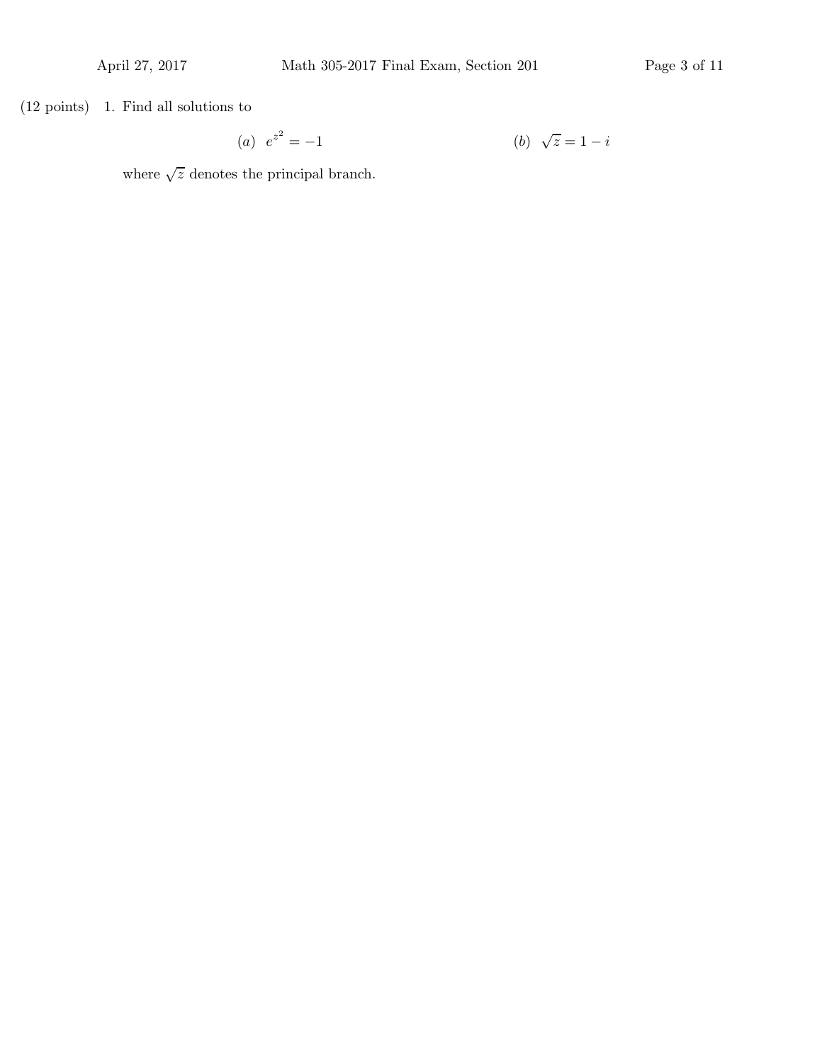(12 points) 1. Find all solutions to

$$(a)\ \ e^{z^2} = -1 \qquad\qquad\qquad\qquad (b)\ \ \sqrt{z} = 1 - i$$

where $\sqrt{z}$ denotes the principal branch.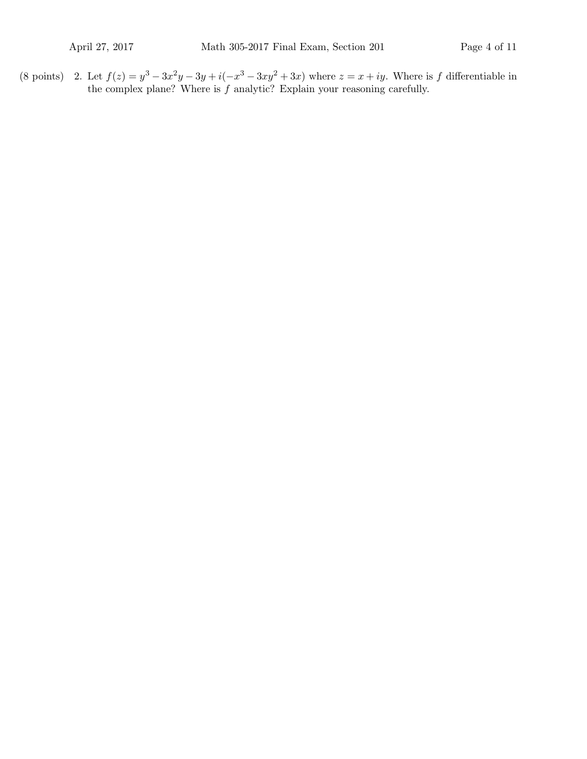(8 points) 2. Let $f(z) = y^3 - 3x^2y - 3y + i(-x^3 - 3xy^2 + 3x)$ where $z = x + iy$. Where is $f$ differentiable in the complex plane? Where is $f$ analytic? Explain your reasoning carefully.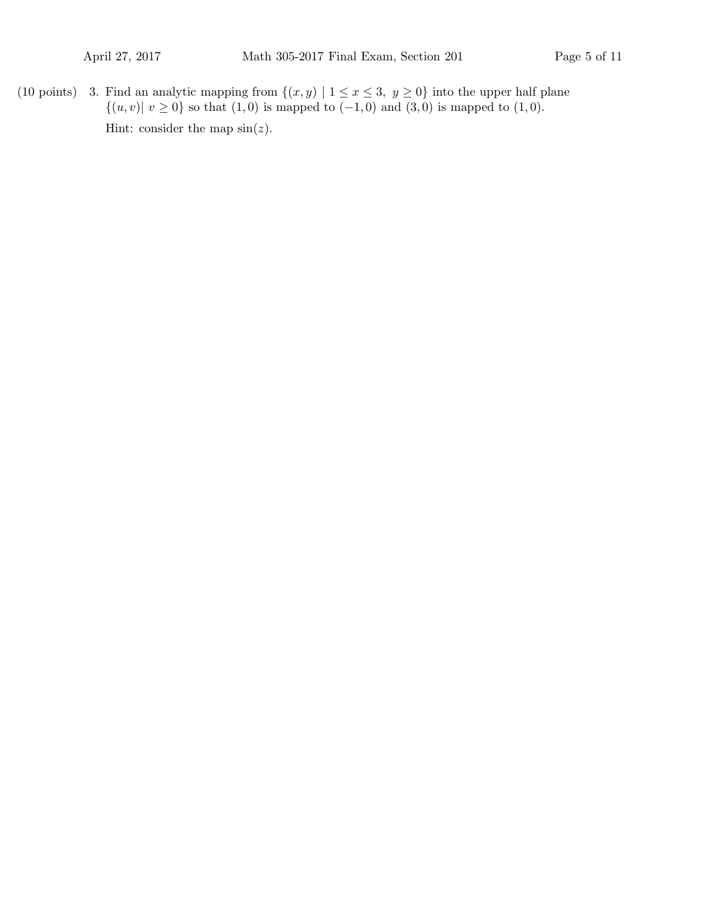(10 points) 3. Find an analytic mapping from $\{(x, y) \mid 1 \leq x \leq 3,\ y \geq 0\}$ into the upper half plane $\{(u, v) |\ v \geq 0\}$ so that $(1, 0)$ is mapped to $(-1, 0)$ and $(3, 0)$ is mapped to $(1, 0)$.

Hint: consider the map $\sin(z)$.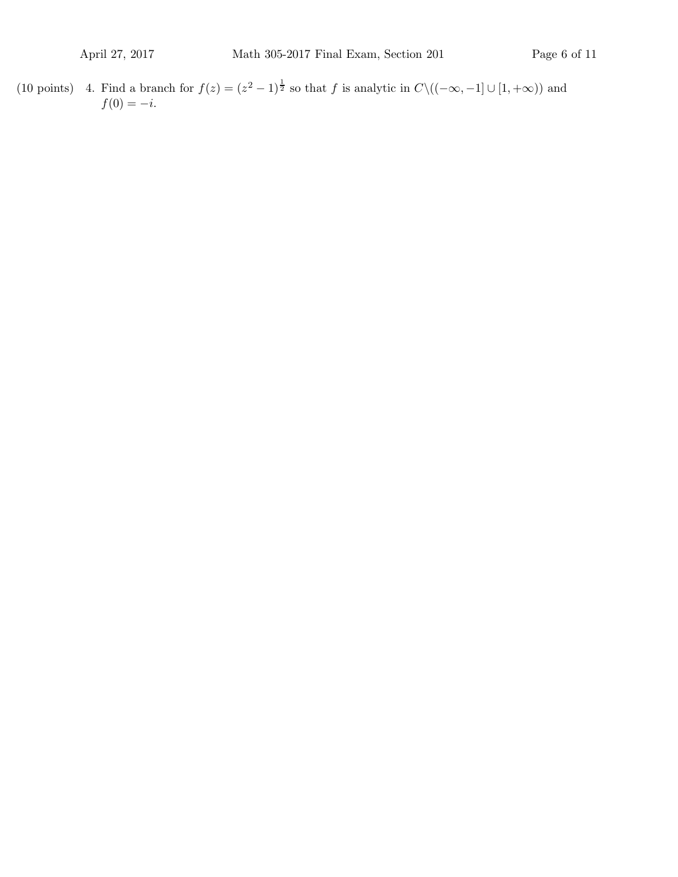(10 points) 4. Find a branch for $f(z) = (z^2 - 1)^{\frac{1}{2}}$ so that $f$ is analytic in $C \backslash ((-\infty, -1] \cup [1, +\infty))$ and $f(0) = -i$.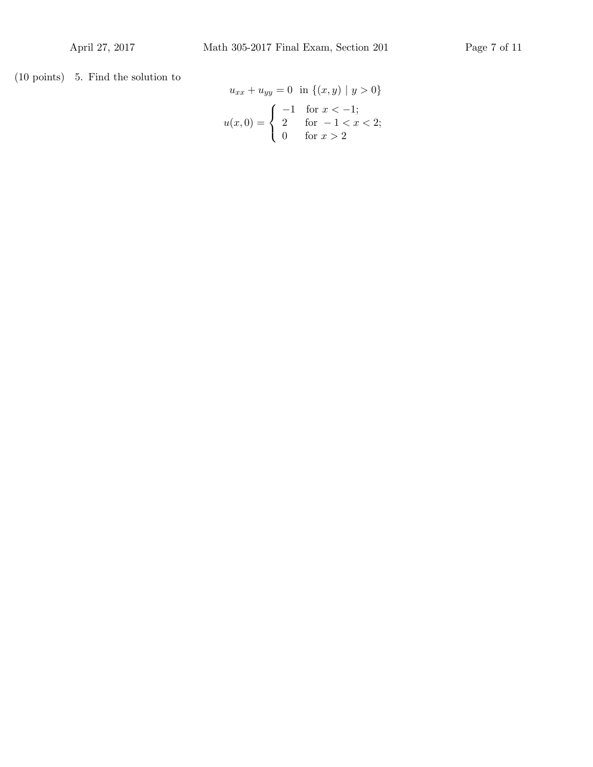(10 points) 5. Find the solution to

$$u_{xx} + u_{yy} = 0 \;\; \text{in } \{(x, y) \mid y > 0\}$$

$$u(x, 0) = \begin{cases} -1 & \text{for } x < -1; \\ 2 & \text{for } -1 < x < 2; \\ 0 & \text{for } x > 2 \end{cases}$$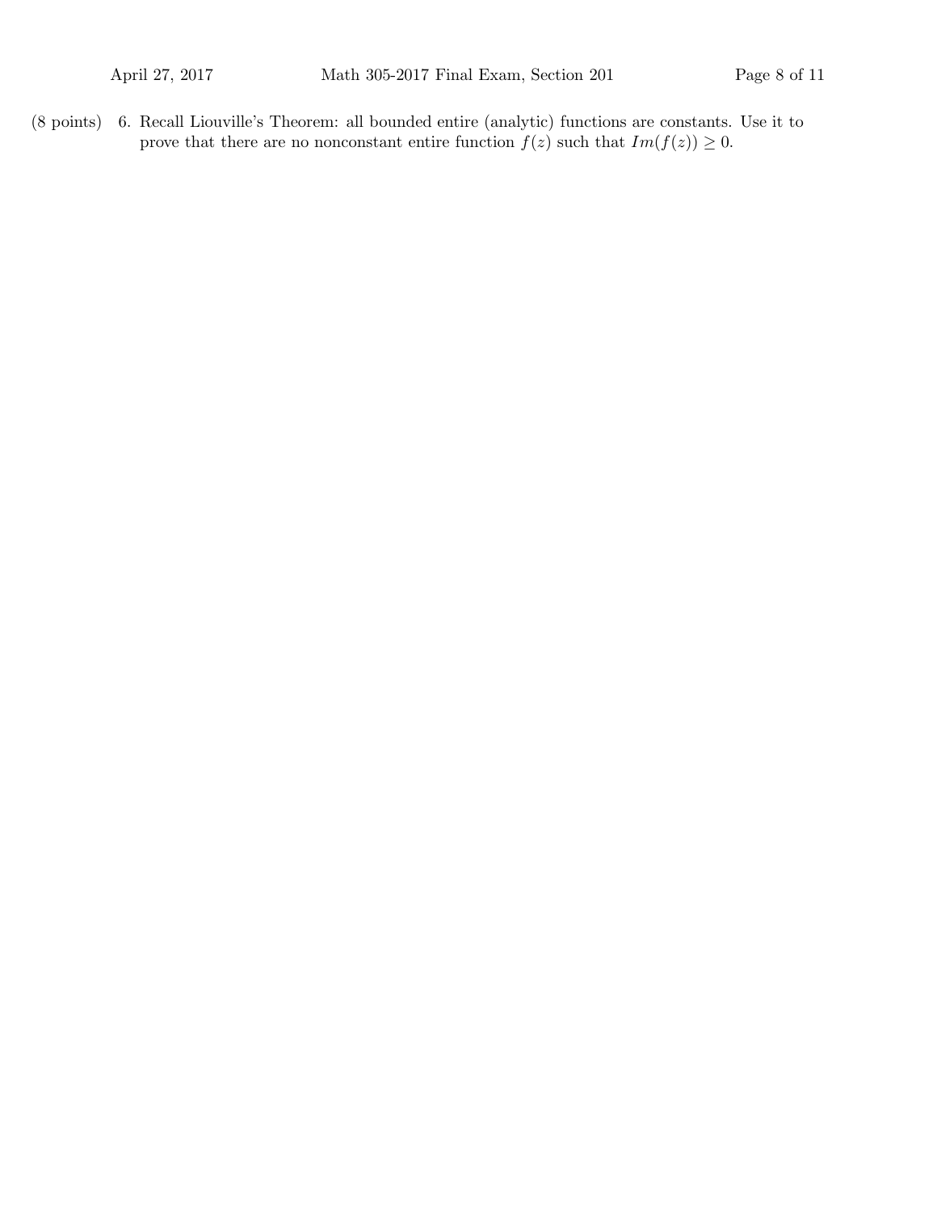(8 points) 6. Recall Liouville's Theorem: all bounded entire (analytic) functions are constants. Use it to prove that there are no nonconstant entire function $f(z)$ such that $Im(f(z)) \geq 0$.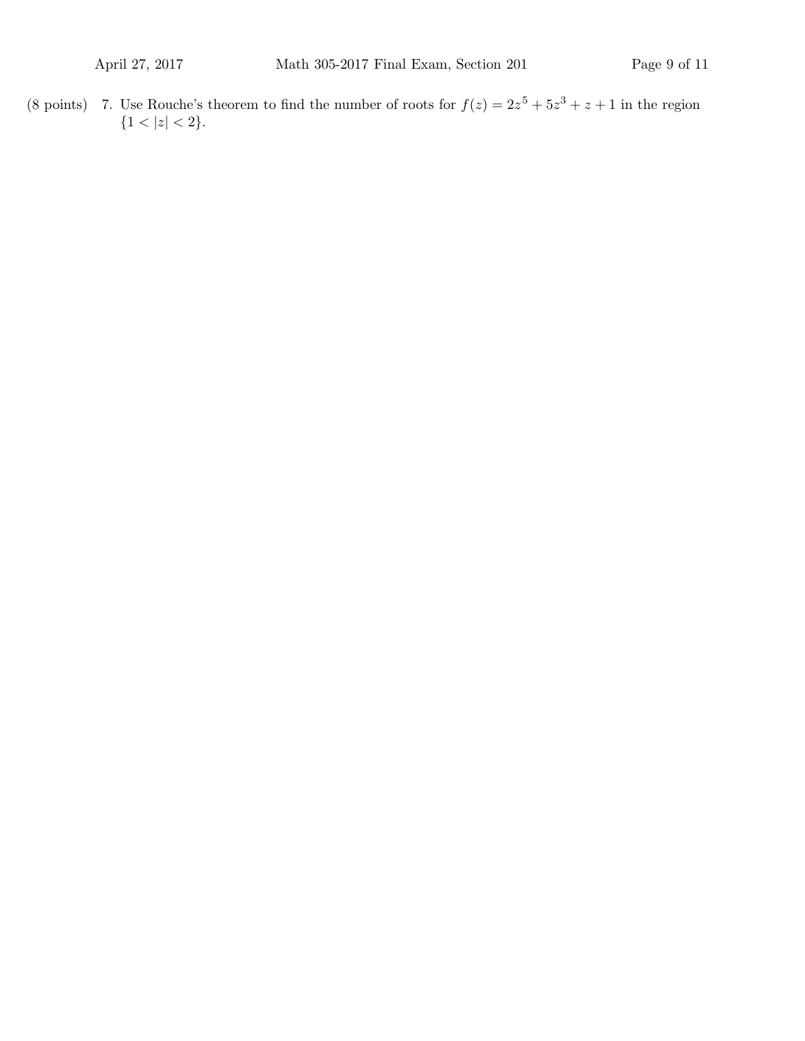(8 points) 7. Use Rouche's theorem to find the number of roots for $f(z) = 2z^5 + 5z^3 + z + 1$ in the region $\{1 < |z| < 2\}$.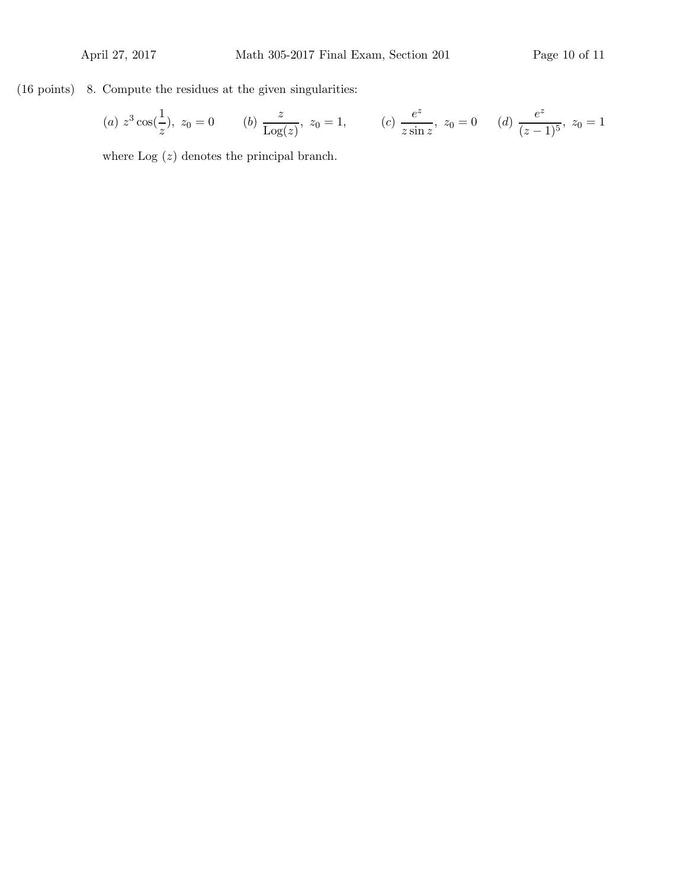(16 points) 8. Compute the residues at the given singularities:

$(a)$ $z^3 \cos(\frac{1}{z}),\ z_0 = 0$ $\quad$ $(b)$ $\frac{z}{\text{Log}(z)},\ z_0 = 1,$ $\quad$ $(c)$ $\frac{e^z}{z \sin z},\ z_0 = 0$ $\quad$ $(d)$ $\frac{e^z}{(z-1)^5},\ z_0 = 1$

where Log $(z)$ denotes the principal branch.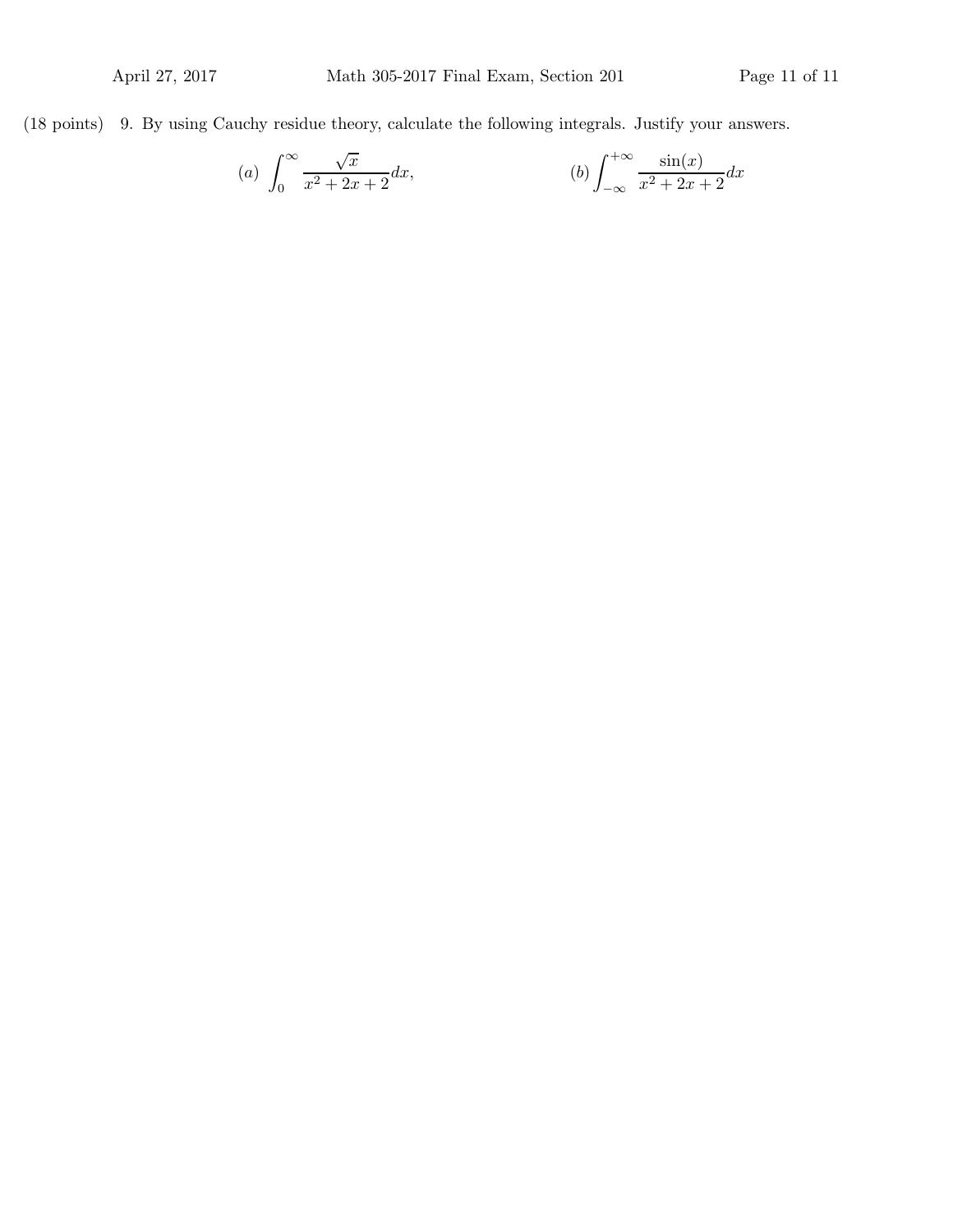(18 points) 9. By using Cauchy residue theory, calculate the following integrals. Justify your answers.

$$(a) \int_0^\infty \frac{\sqrt{x}}{x^2 + 2x + 2} dx, \qquad\qquad (b) \int_{-\infty}^{+\infty} \frac{\sin(x)}{x^2 + 2x + 2} dx$$